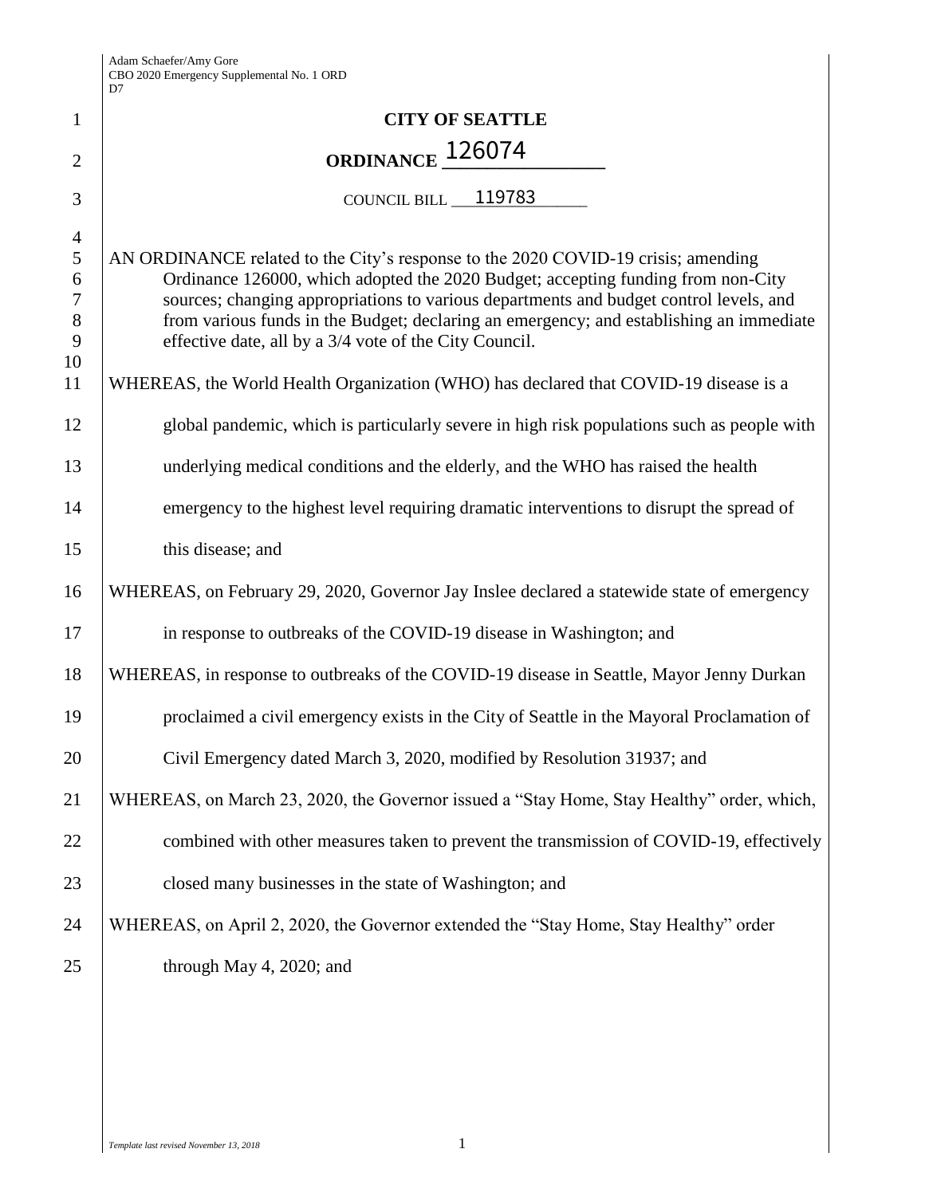Adam Schaefer/Amy Gore
CBO 2020 Emergency Supplemental No. 1 ORD
D7

# CITY OF SEATTLE

## ORDINANCE 126074

COUNCIL BILL 119783

AN ORDINANCE related to the City's response to the 2020 COVID-19 crisis; amending Ordinance 126000, which adopted the 2020 Budget; accepting funding from non-City sources; changing appropriations to various departments and budget control levels, and from various funds in the Budget; declaring an emergency; and establishing an immediate effective date, all by a 3/4 vote of the City Council.

WHEREAS, the World Health Organization (WHO) has declared that COVID-19 disease is a global pandemic, which is particularly severe in high risk populations such as people with underlying medical conditions and the elderly, and the WHO has raised the health emergency to the highest level requiring dramatic interventions to disrupt the spread of this disease; and

WHEREAS, on February 29, 2020, Governor Jay Inslee declared a statewide state of emergency in response to outbreaks of the COVID-19 disease in Washington; and

WHEREAS, in response to outbreaks of the COVID-19 disease in Seattle, Mayor Jenny Durkan proclaimed a civil emergency exists in the City of Seattle in the Mayoral Proclamation of Civil Emergency dated March 3, 2020, modified by Resolution 31937; and

WHEREAS, on March 23, 2020, the Governor issued a "Stay Home, Stay Healthy" order, which, combined with other measures taken to prevent the transmission of COVID-19, effectively closed many businesses in the state of Washington; and

WHEREAS, on April 2, 2020, the Governor extended the "Stay Home, Stay Healthy" order through May 4, 2020; and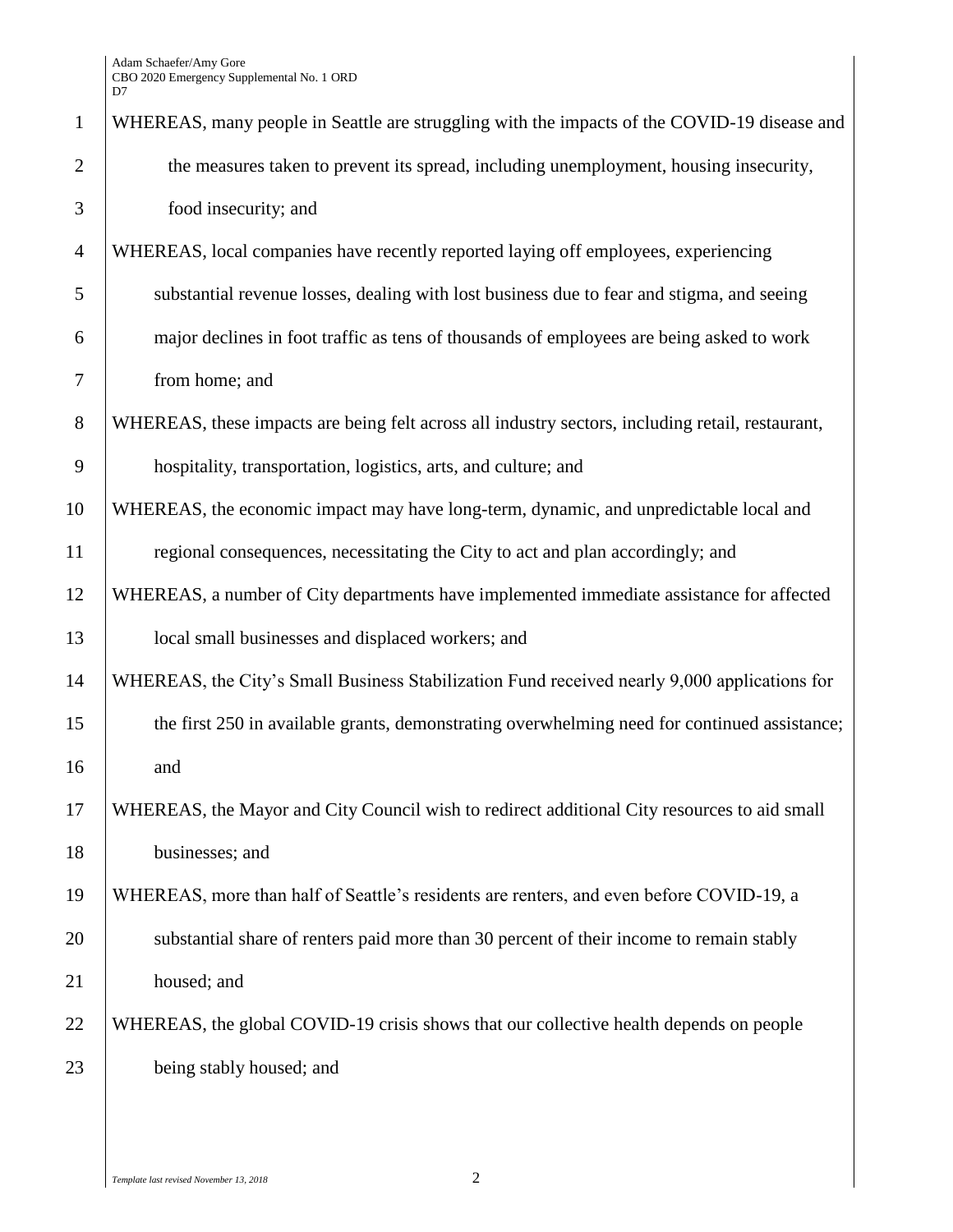WHEREAS, many people in Seattle are struggling with the impacts of the COVID-19 disease and the measures taken to prevent its spread, including unemployment, housing insecurity, food insecurity; and

WHEREAS, local companies have recently reported laying off employees, experiencing substantial revenue losses, dealing with lost business due to fear and stigma, and seeing major declines in foot traffic as tens of thousands of employees are being asked to work from home; and

WHEREAS, these impacts are being felt across all industry sectors, including retail, restaurant, hospitality, transportation, logistics, arts, and culture; and

WHEREAS, the economic impact may have long-term, dynamic, and unpredictable local and regional consequences, necessitating the City to act and plan accordingly; and

WHEREAS, a number of City departments have implemented immediate assistance for affected local small businesses and displaced workers; and

WHEREAS, the City's Small Business Stabilization Fund received nearly 9,000 applications for the first 250 in available grants, demonstrating overwhelming need for continued assistance; and

WHEREAS, the Mayor and City Council wish to redirect additional City resources to aid small businesses; and

WHEREAS, more than half of Seattle's residents are renters, and even before COVID-19, a substantial share of renters paid more than 30 percent of their income to remain stably housed; and

WHEREAS, the global COVID-19 crisis shows that our collective health depends on people being stably housed; and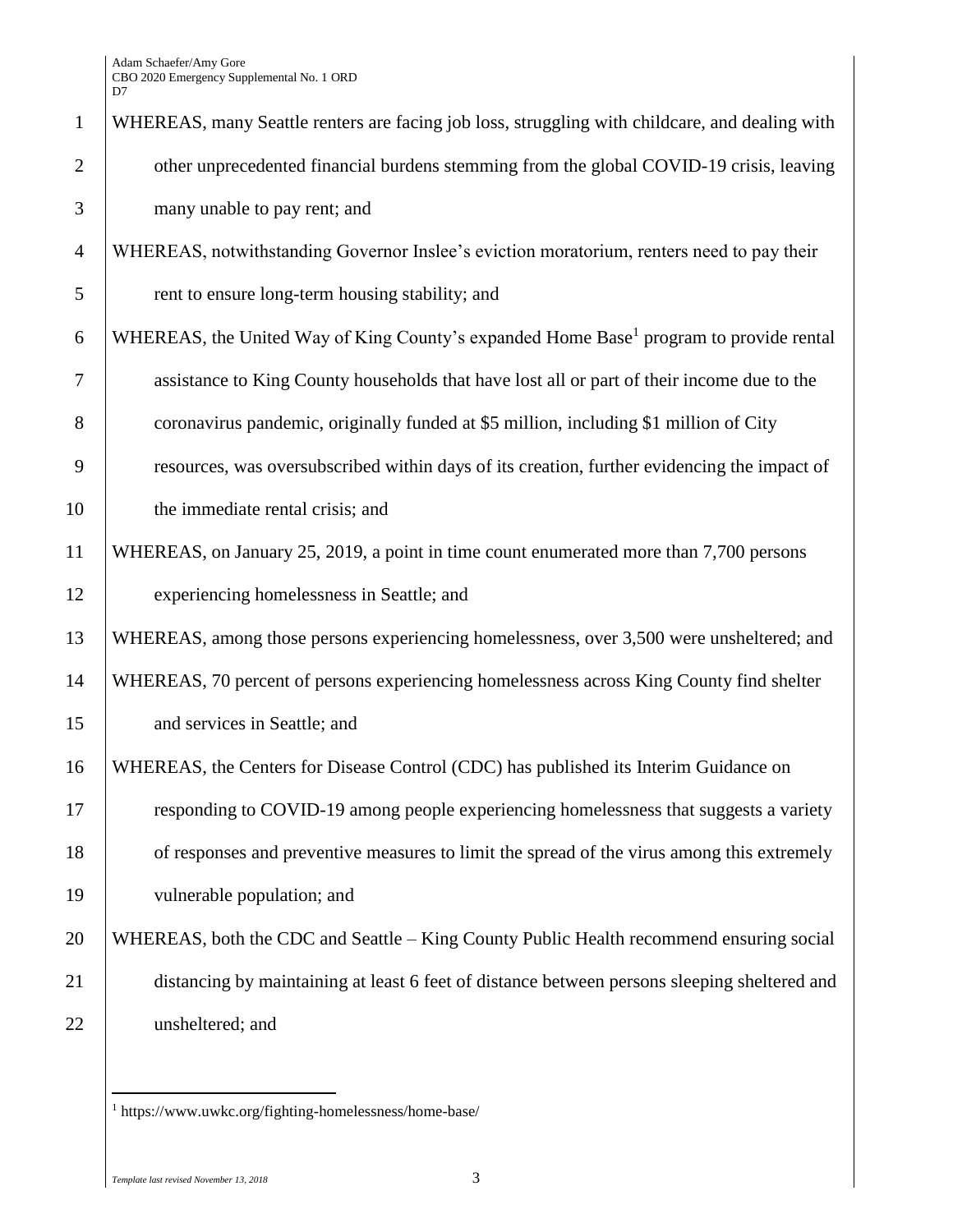WHEREAS, many Seattle renters are facing job loss, struggling with childcare, and dealing with other unprecedented financial burdens stemming from the global COVID-19 crisis, leaving many unable to pay rent; and

WHEREAS, notwithstanding Governor Inslee's eviction moratorium, renters need to pay their rent to ensure long-term housing stability; and

WHEREAS, the United Way of King County's expanded Home Base[1] program to provide rental assistance to King County households that have lost all or part of their income due to the coronavirus pandemic, originally funded at $5 million, including $1 million of City resources, was oversubscribed within days of its creation, further evidencing the impact of the immediate rental crisis; and

WHEREAS, on January 25, 2019, a point in time count enumerated more than 7,700 persons experiencing homelessness in Seattle; and

WHEREAS, among those persons experiencing homelessness, over 3,500 were unsheltered; and

WHEREAS, 70 percent of persons experiencing homelessness across King County find shelter and services in Seattle; and

WHEREAS, the Centers for Disease Control (CDC) has published its Interim Guidance on responding to COVID-19 among people experiencing homelessness that suggests a variety of responses and preventive measures to limit the spread of the virus among this extremely vulnerable population; and

WHEREAS, both the CDC and Seattle – King County Public Health recommend ensuring social distancing by maintaining at least 6 feet of distance between persons sleeping sheltered and unsheltered; and

[1] https://www.uwkc.org/fighting-homelessness/home-base/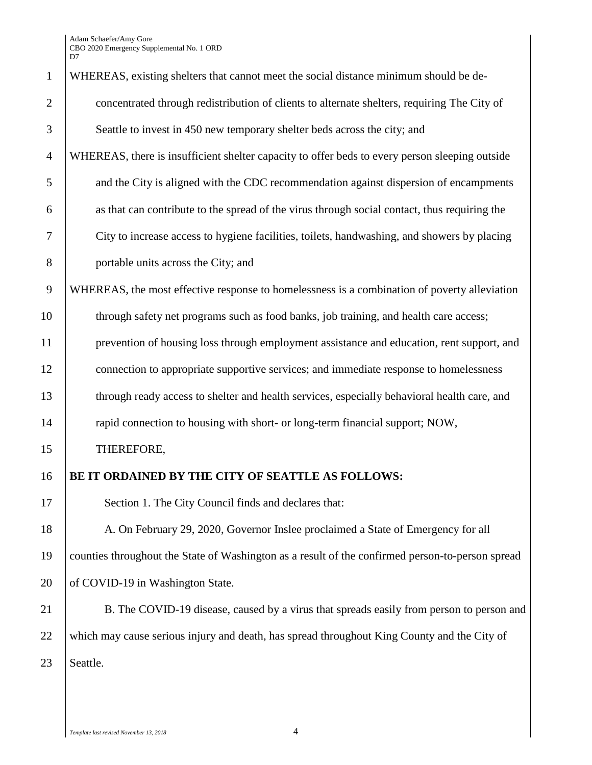WHEREAS, existing shelters that cannot meet the social distance minimum should be de-concentrated through redistribution of clients to alternate shelters, requiring The City of Seattle to invest in 450 new temporary shelter beds across the city; and

WHEREAS, there is insufficient shelter capacity to offer beds to every person sleeping outside and the City is aligned with the CDC recommendation against dispersion of encampments as that can contribute to the spread of the virus through social contact, thus requiring the City to increase access to hygiene facilities, toilets, handwashing, and showers by placing portable units across the City; and

WHEREAS, the most effective response to homelessness is a combination of poverty alleviation through safety net programs such as food banks, job training, and health care access; prevention of housing loss through employment assistance and education, rent support, and connection to appropriate supportive services; and immediate response to homelessness through ready access to shelter and health services, especially behavioral health care, and rapid connection to housing with short- or long-term financial support; NOW, THEREFORE,

**BE IT ORDAINED BY THE CITY OF SEATTLE AS FOLLOWS:**

Section 1. The City Council finds and declares that:

A. On February 29, 2020, Governor Inslee proclaimed a State of Emergency for all counties throughout the State of Washington as a result of the confirmed person-to-person spread of COVID-19 in Washington State.

B. The COVID-19 disease, caused by a virus that spreads easily from person to person and which may cause serious injury and death, has spread throughout King County and the City of Seattle.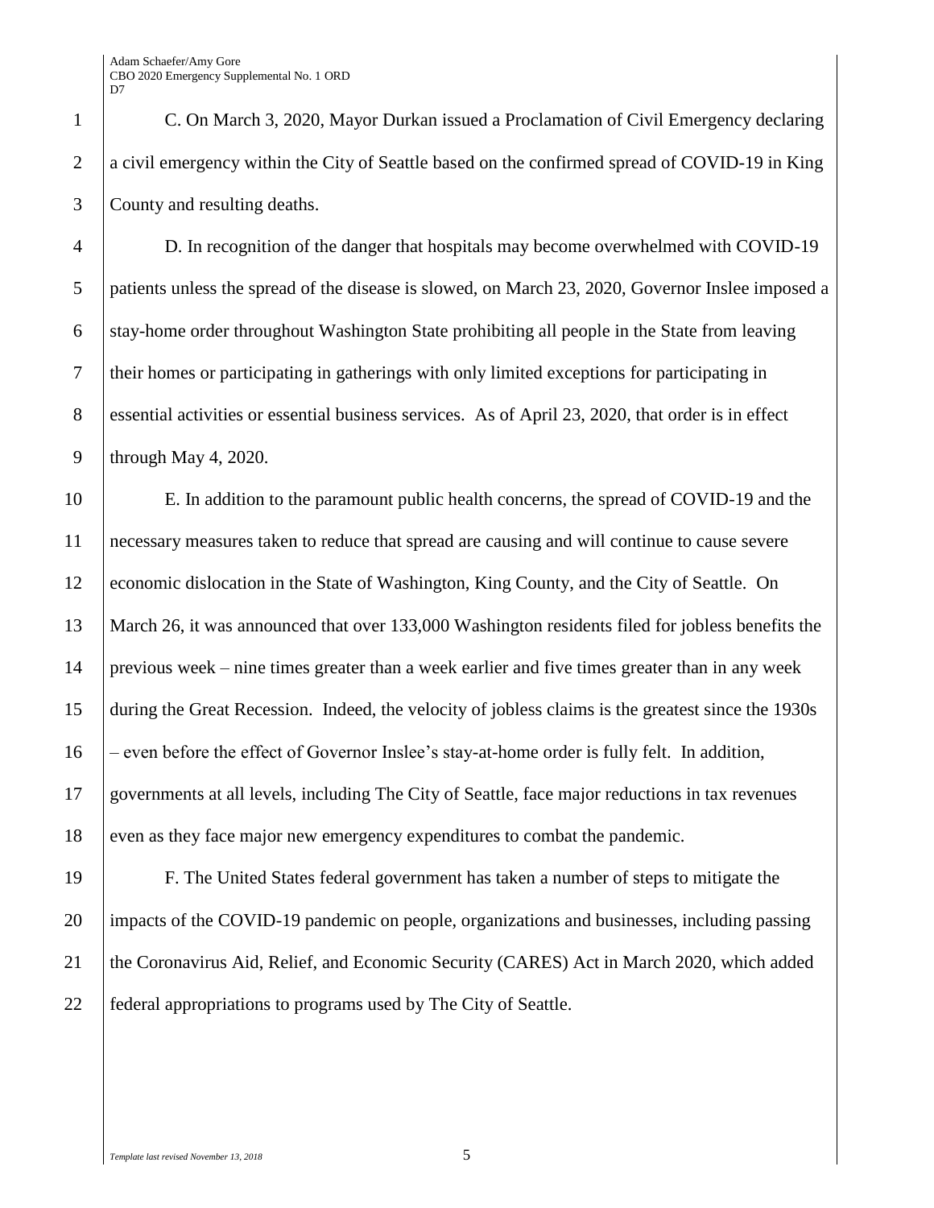C. On March 3, 2020, Mayor Durkan issued a Proclamation of Civil Emergency declaring a civil emergency within the City of Seattle based on the confirmed spread of COVID-19 in King County and resulting deaths.

D. In recognition of the danger that hospitals may become overwhelmed with COVID-19 patients unless the spread of the disease is slowed, on March 23, 2020, Governor Inslee imposed a stay-home order throughout Washington State prohibiting all people in the State from leaving their homes or participating in gatherings with only limited exceptions for participating in essential activities or essential business services. As of April 23, 2020, that order is in effect through May 4, 2020.

E. In addition to the paramount public health concerns, the spread of COVID-19 and the necessary measures taken to reduce that spread are causing and will continue to cause severe economic dislocation in the State of Washington, King County, and the City of Seattle. On March 26, it was announced that over 133,000 Washington residents filed for jobless benefits the previous week – nine times greater than a week earlier and five times greater than in any week during the Great Recession. Indeed, the velocity of jobless claims is the greatest since the 1930s – even before the effect of Governor Inslee's stay-at-home order is fully felt. In addition, governments at all levels, including The City of Seattle, face major reductions in tax revenues even as they face major new emergency expenditures to combat the pandemic.

F. The United States federal government has taken a number of steps to mitigate the impacts of the COVID-19 pandemic on people, organizations and businesses, including passing the Coronavirus Aid, Relief, and Economic Security (CARES) Act in March 2020, which added federal appropriations to programs used by The City of Seattle.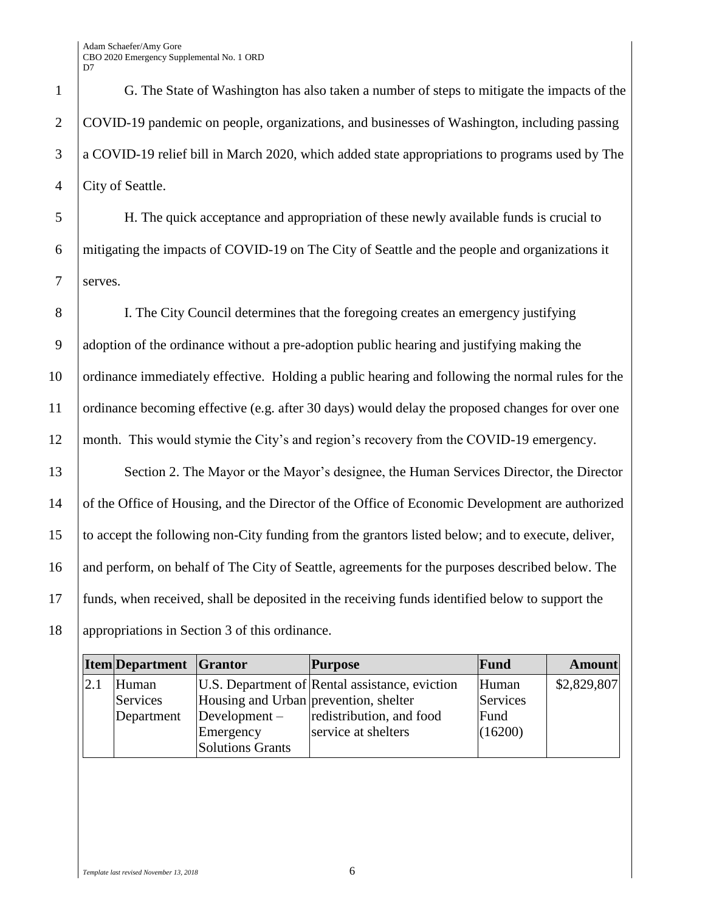G. The State of Washington has also taken a number of steps to mitigate the impacts of the COVID-19 pandemic on people, organizations, and businesses of Washington, including passing a COVID-19 relief bill in March 2020, which added state appropriations to programs used by The City of Seattle.

H. The quick acceptance and appropriation of these newly available funds is crucial to mitigating the impacts of COVID-19 on The City of Seattle and the people and organizations it serves.

I. The City Council determines that the foregoing creates an emergency justifying adoption of the ordinance without a pre-adoption public hearing and justifying making the ordinance immediately effective. Holding a public hearing and following the normal rules for the ordinance becoming effective (e.g. after 30 days) would delay the proposed changes for over one month. This would stymie the City's and region's recovery from the COVID-19 emergency.

Section 2. The Mayor or the Mayor's designee, the Human Services Director, the Director of the Office of Housing, and the Director of the Office of Economic Development are authorized to accept the following non-City funding from the grantors listed below; and to execute, deliver, and perform, on behalf of The City of Seattle, agreements for the purposes described below. The funds, when received, shall be deposited in the receiving funds identified below to support the appropriations in Section 3 of this ordinance.

| Item | Department | Grantor | Purpose | Fund | Amount |
|---|---|---|---|---|---|
| 2.1 | Human Services Department | U.S. Department of Housing and Urban Development – Emergency Solutions Grants | Rental assistance, eviction prevention, shelter redistribution, and food service at shelters | Human Services Fund (16200) | $2,829,807 |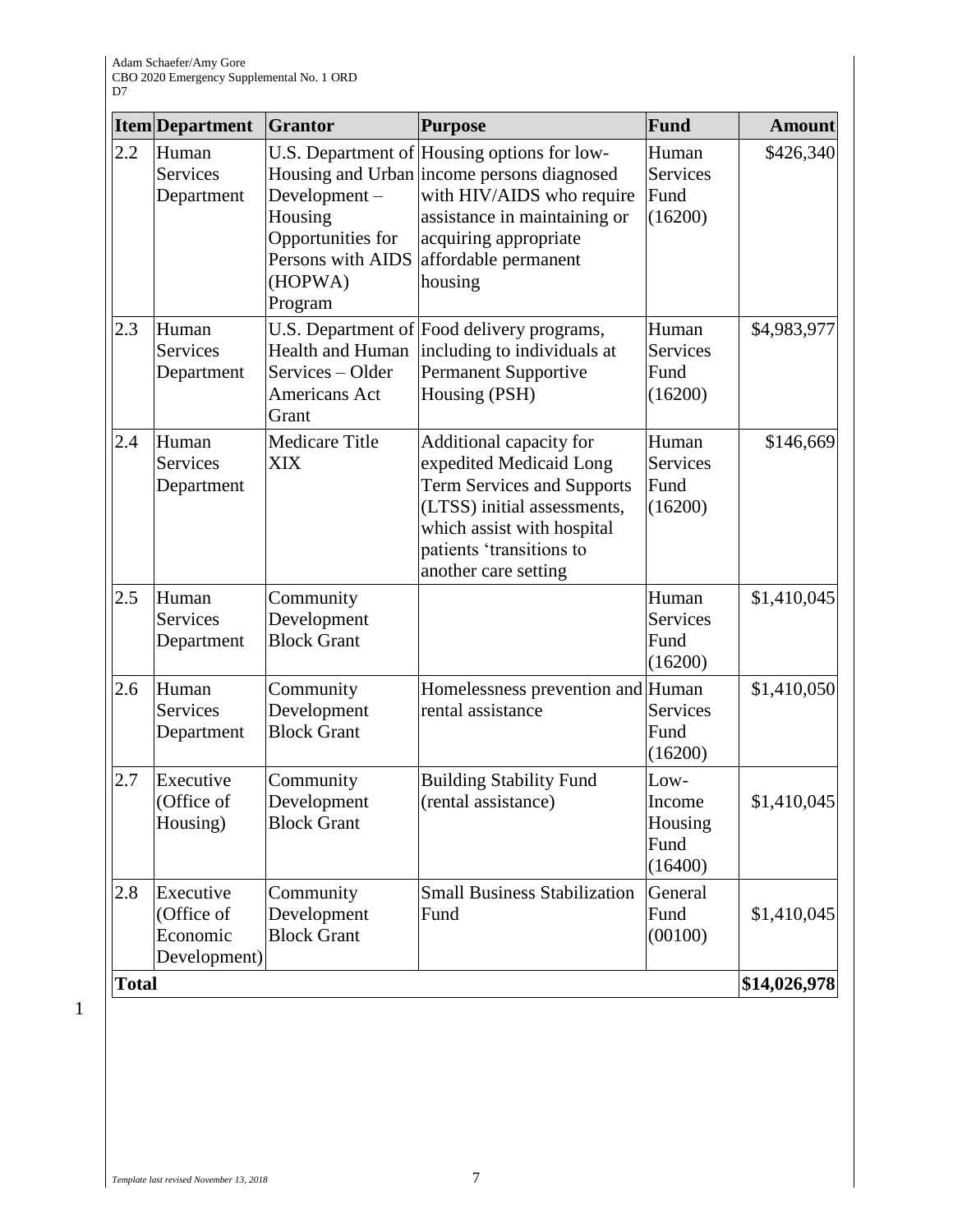| Item | Department | Grantor | Purpose | Fund | Amount |
|---|---|---|---|---|---|
| 2.2 | Human Services Department | U.S. Department of Housing and Urban Development – Housing Opportunities for Persons with AIDS (HOPWA) Program | Housing options for low-income persons diagnosed with HIV/AIDS who require assistance in maintaining or acquiring appropriate affordable permanent housing | Human Services Fund (16200) | \$426,340 |
| 2.3 | Human Services Department | U.S. Department of Health and Human Services – Older Americans Act Grant | Food delivery programs, including to individuals at Permanent Supportive Housing (PSH) | Human Services Fund (16200) | \$4,983,977 |
| 2.4 | Human Services Department | Medicare Title XIX | Additional capacity for expedited Medicaid Long Term Services and Supports (LTSS) initial assessments, which assist with hospital patients 'transitions to another care setting | Human Services Fund (16200) | \$146,669 |
| 2.5 | Human Services Department | Community Development Block Grant | | Human Services Fund (16200) | \$1,410,045 |
| 2.6 | Human Services Department | Community Development Block Grant | Homelessness prevention and rental assistance | Human Services Fund (16200) | \$1,410,050 |
| 2.7 | Executive (Office of Housing) | Community Development Block Grant | Building Stability Fund (rental assistance) | Low-Income Housing Fund (16400) | \$1,410,045 |
| 2.8 | Executive (Office of Economic Development) | Community Development Block Grant | Small Business Stabilization Fund | General Fund (00100) | \$1,410,045 |
| **Total** | | | | | **\$14,026,978** |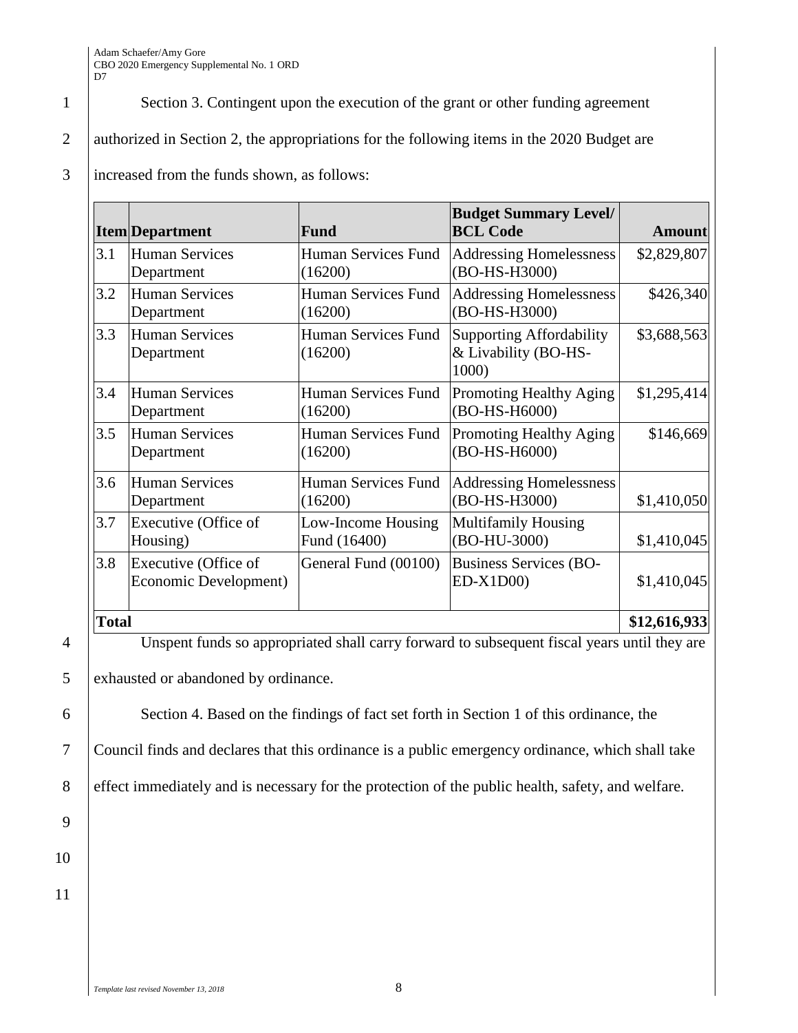Section 3. Contingent upon the execution of the grant or other funding agreement authorized in Section 2, the appropriations for the following items in the 2020 Budget are increased from the funds shown, as follows:

| Item | Department | Fund | Budget Summary Level/ BCL Code | Amount |
|---|---|---|---|---|
| 3.1 | Human Services Department | Human Services Fund (16200) | Addressing Homelessness (BO-HS-H3000) | $2,829,807 |
| 3.2 | Human Services Department | Human Services Fund (16200) | Addressing Homelessness (BO-HS-H3000) | $426,340 |
| 3.3 | Human Services Department | Human Services Fund (16200) | Supporting Affordability & Livability (BO-HS-1000) | $3,688,563 |
| 3.4 | Human Services Department | Human Services Fund (16200) | Promoting Healthy Aging (BO-HS-H6000) | $1,295,414 |
| 3.5 | Human Services Department | Human Services Fund (16200) | Promoting Healthy Aging (BO-HS-H6000) | $146,669 |
| 3.6 | Human Services Department | Human Services Fund (16200) | Addressing Homelessness (BO-HS-H3000) | $1,410,050 |
| 3.7 | Executive (Office of Housing) | Low-Income Housing Fund (16400) | Multifamily Housing (BO-HU-3000) | $1,410,045 |
| 3.8 | Executive (Office of Economic Development) | General Fund (00100) | Business Services (BO-ED-X1D00) | $1,410,045 |
| **Total** | | | | **$12,616,933** |

Unspent funds so appropriated shall carry forward to subsequent fiscal years until they are exhausted or abandoned by ordinance.

Section 4. Based on the findings of fact set forth in Section 1 of this ordinance, the Council finds and declares that this ordinance is a public emergency ordinance, which shall take effect immediately and is necessary for the protection of the public health, safety, and welfare.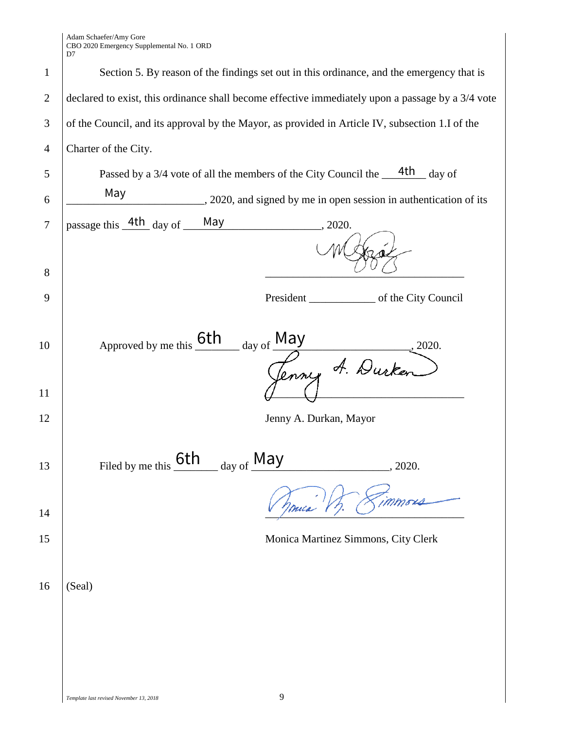Section 5. By reason of the findings set out in this ordinance, and the emergency that is declared to exist, this ordinance shall become effective immediately upon a passage by a 3/4 vote of the Council, and its approval by the Mayor, as provided in Article IV, subsection 1.I of the Charter of the City.

Passed by a 3/4 vote of all the members of the City Council the 4th day of May, 2020, and signed by me in open session in authentication of its passage this 4th day of May, 2020.

____________________________________

President ____________ of the City Council

Approved by me this 6th day of May, 2020.

____________________________________

Jenny A. Durkan, Mayor

Filed by me this 6th day of May, 2020.

____________________________________

Monica Martinez Simmons, City Clerk

(Seal)